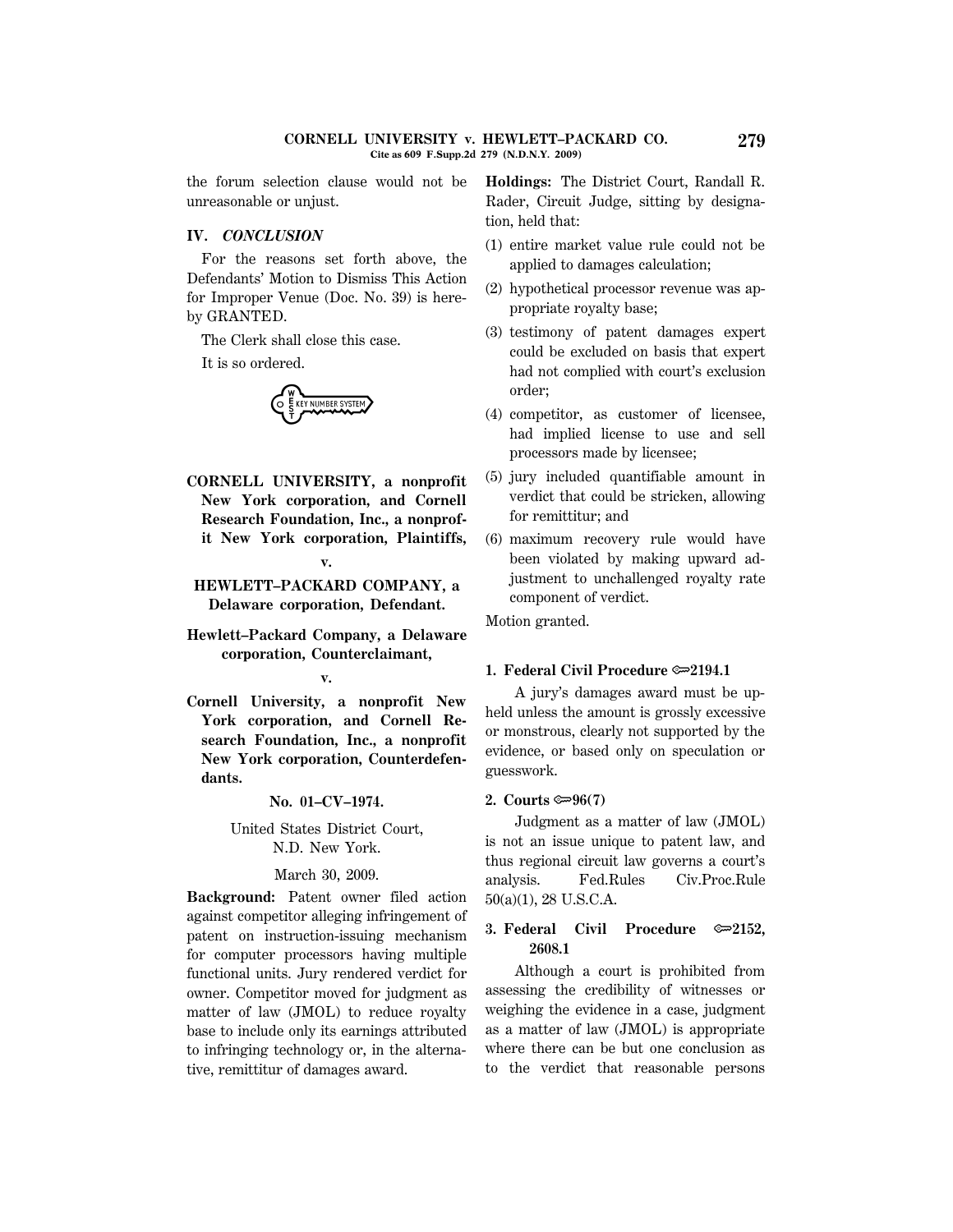the forum selection clause would not be unreasonable or unjust.

## IV. *CONCLUSION*

For the reasons set forth above, the Defendants' Motion to Dismiss This Action for Improper Venue (Doc. No. 39) is hereby GRANTED.

The Clerk shall close this case.

It is so ordered.

**CORNELL UNIVERSITY, a nonprofit New York corporation, and Cornell Research Foundation, Inc., a nonprofit New York corporation, Plaintiffs,**

**v.**

**HEWLETT–PACKARD COMPANY, a Delaware corporation, Defendant.**

**Hewlett–Packard Company, a Delaware corporation, Counterclaimant,**

**v.**

**Cornell University, a nonprofit New York corporation, and Cornell Research Foundation, Inc., a nonprofit New York corporation, Counterdefendants.**

**No. 01–CV–1974.**

United States District Court, N.D. New York.

March 30, 2009.

**Background:** Patent owner filed action against competitor alleging infringement of patent on instruction-issuing mechanism for computer processors having multiple functional units. Jury rendered verdict for owner. Competitor moved for judgment as matter of law (JMOL) to reduce royalty base to include only its earnings attributed to infringing technology or, in the alternative, remittitur of damages award.

**Holdings:** The District Court, Randall R. Rader, Circuit Judge, sitting by designation, held that:

(1) entire market value rule could not be applied to damages calculation;

(2) hypothetical processor revenue was appropriate royalty base;

(3) testimony of patent damages expert could be excluded on basis that expert had not complied with court's exclusion order;

(4) competitor, as customer of licensee, had implied license to use and sell processors made by licensee;

(5) jury included quantifiable amount in verdict that could be stricken, allowing for remittitur; and

(6) maximum recovery rule would have been violated by making upward adjustment to unchallenged royalty rate component of verdict.

Motion granted.

**1. Federal Civil Procedure ⚷2194.1**

A jury's damages award must be upheld unless the amount is grossly excessive or monstrous, clearly not supported by the evidence, or based only on speculation or guesswork.

**2. Courts ⚷96(7)**

Judgment as a matter of law (JMOL) is not an issue unique to patent law, and thus regional circuit law governs a court's analysis. Fed.Rules Civ.Proc.Rule 50(a)(1), 28 U.S.C.A.

**3. Federal Civil Procedure ⚷2152, 2608.1**

Although a court is prohibited from assessing the credibility of witnesses or weighing the evidence in a case, judgment as a matter of law (JMOL) is appropriate where there can be but one conclusion as to the verdict that reasonable persons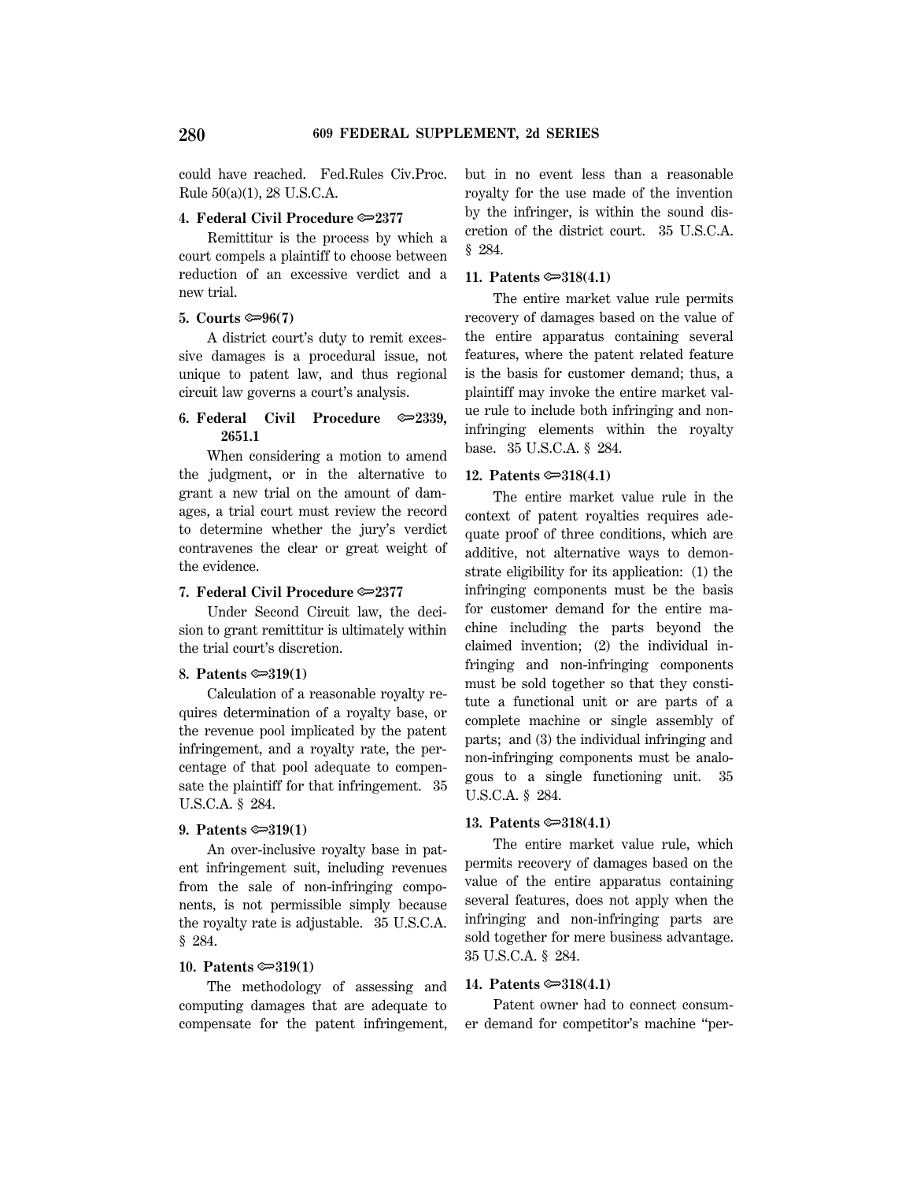could have reached. Fed.Rules Civ.Proc. Rule 50(a)(1), 28 U.S.C.A.

**4. Federal Civil Procedure ⚷2377**

Remittitur is the process by which a court compels a plaintiff to choose between reduction of an excessive verdict and a new trial.

**5. Courts ⚷96(7)**

A district court's duty to remit excessive damages is a procedural issue, not unique to patent law, and thus regional circuit law governs a court's analysis.

**6. Federal Civil Procedure ⚷2339, 2651.1**

When considering a motion to amend the judgment, or in the alternative to grant a new trial on the amount of damages, a trial court must review the record to determine whether the jury's verdict contravenes the clear or great weight of the evidence.

**7. Federal Civil Procedure ⚷2377**

Under Second Circuit law, the decision to grant remittitur is ultimately within the trial court's discretion.

**8. Patents ⚷319(1)**

Calculation of a reasonable royalty requires determination of a royalty base, or the revenue pool implicated by the patent infringement, and a royalty rate, the percentage of that pool adequate to compensate the plaintiff for that infringement. 35 U.S.C.A. § 284.

**9. Patents ⚷319(1)**

An over-inclusive royalty base in patent infringement suit, including revenues from the sale of non-infringing components, is not permissible simply because the royalty rate is adjustable. 35 U.S.C.A. § 284.

**10. Patents ⚷319(1)**

The methodology of assessing and computing damages that are adequate to compensate for the patent infringement, but in no event less than a reasonable royalty for the use made of the invention by the infringer, is within the sound discretion of the district court. 35 U.S.C.A. § 284.

**11. Patents ⚷318(4.1)**

The entire market value rule permits recovery of damages based on the value of the entire apparatus containing several features, where the patent related feature is the basis for customer demand; thus, a plaintiff may invoke the entire market value rule to include both infringing and non-infringing elements within the royalty base. 35 U.S.C.A. § 284.

**12. Patents ⚷318(4.1)**

The entire market value rule in the context of patent royalties requires adequate proof of three conditions, which are additive, not alternative ways to demonstrate eligibility for its application: (1) the infringing components must be the basis for customer demand for the entire machine including the parts beyond the claimed invention; (2) the individual infringing and non-infringing components must be sold together so that they constitute a functional unit or are parts of a complete machine or single assembly of parts; and (3) the individual infringing and non-infringing components must be analogous to a single functioning unit. 35 U.S.C.A. § 284.

**13. Patents ⚷318(4.1)**

The entire market value rule, which permits recovery of damages based on the value of the entire apparatus containing several features, does not apply when the infringing and non-infringing parts are sold together for mere business advantage. 35 U.S.C.A. § 284.

**14. Patents ⚷318(4.1)**

Patent owner had to connect consumer demand for competitor's machine "per-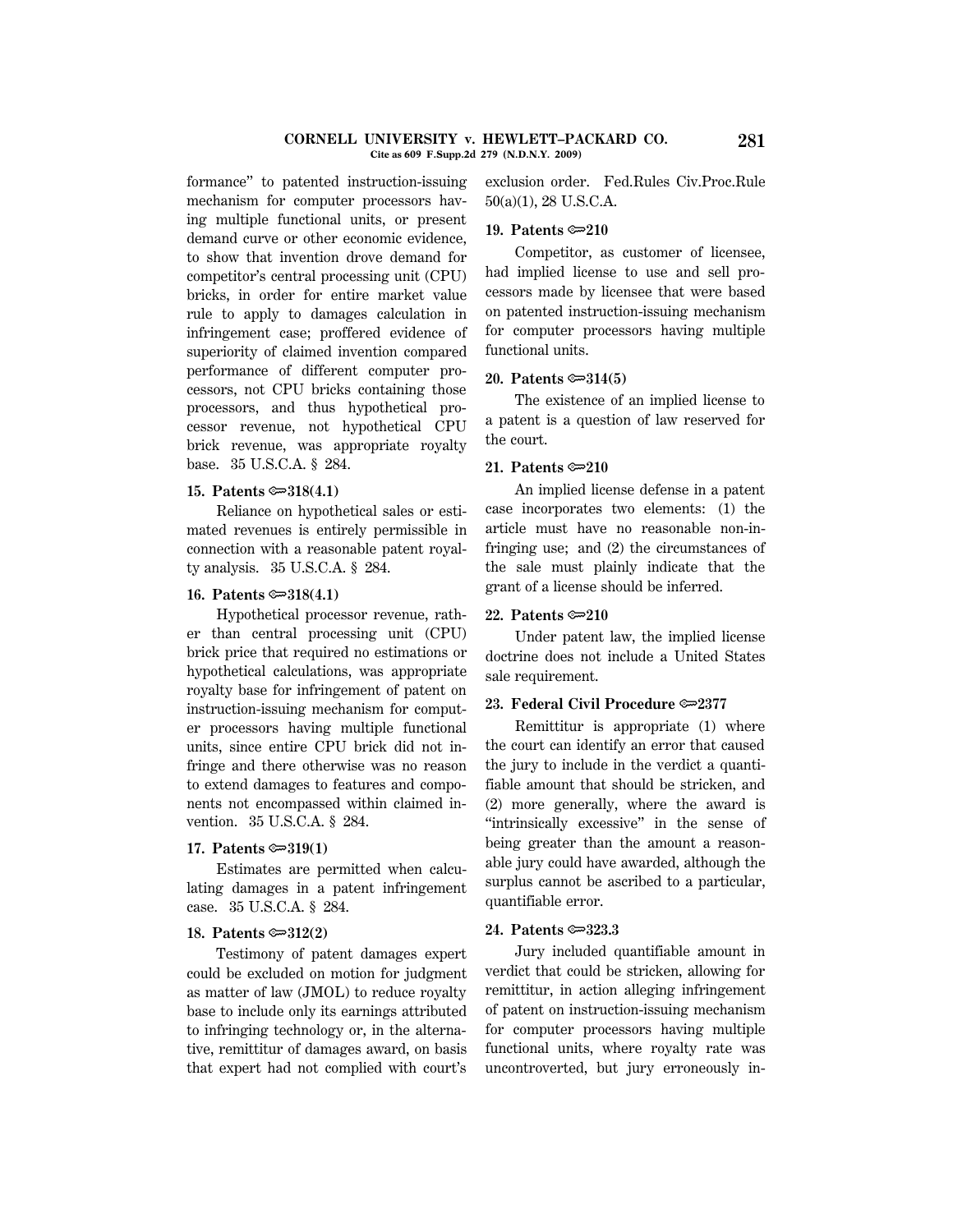formance" to patented instruction-issuing mechanism for computer processors having multiple functional units, or present demand curve or other economic evidence, to show that invention drove demand for competitor's central processing unit (CPU) bricks, in order for entire market value rule to apply to damages calculation in infringement case; proffered evidence of superiority of claimed invention compared performance of different computer processors, not CPU bricks containing those processors, and thus hypothetical processor revenue, not hypothetical CPU brick revenue, was appropriate royalty base. 35 U.S.C.A. § 284.

**15. Patents ⚯318(4.1)**

Reliance on hypothetical sales or estimated revenues is entirely permissible in connection with a reasonable patent royalty analysis. 35 U.S.C.A. § 284.

**16. Patents ⚯318(4.1)**

Hypothetical processor revenue, rather than central processing unit (CPU) brick price that required no estimations or hypothetical calculations, was appropriate royalty base for infringement of patent on instruction-issuing mechanism for computer processors having multiple functional units, since entire CPU brick did not infringe and there otherwise was no reason to extend damages to features and components not encompassed within claimed invention. 35 U.S.C.A. § 284.

**17. Patents ⚯319(1)**

Estimates are permitted when calculating damages in a patent infringement case. 35 U.S.C.A. § 284.

**18. Patents ⚯312(2)**

Testimony of patent damages expert could be excluded on motion for judgment as matter of law (JMOL) to reduce royalty base to include only its earnings attributed to infringing technology or, in the alternative, remittitur of damages award, on basis that expert had not complied with court's exclusion order. Fed.Rules Civ.Proc.Rule 50(a)(1), 28 U.S.C.A.

**19. Patents ⚯210**

Competitor, as customer of licensee, had implied license to use and sell processors made by licensee that were based on patented instruction-issuing mechanism for computer processors having multiple functional units.

**20. Patents ⚯314(5)**

The existence of an implied license to a patent is a question of law reserved for the court.

**21. Patents ⚯210**

An implied license defense in a patent case incorporates two elements: (1) the article must have no reasonable non-infringing use; and (2) the circumstances of the sale must plainly indicate that the grant of a license should be inferred.

**22. Patents ⚯210**

Under patent law, the implied license doctrine does not include a United States sale requirement.

**23. Federal Civil Procedure ⚯2377**

Remittitur is appropriate (1) where the court can identify an error that caused the jury to include in the verdict a quantifiable amount that should be stricken, and (2) more generally, where the award is "intrinsically excessive" in the sense of being greater than the amount a reasonable jury could have awarded, although the surplus cannot be ascribed to a particular, quantifiable error.

**24. Patents ⚯323.3**

Jury included quantifiable amount in verdict that could be stricken, allowing for remittitur, in action alleging infringement of patent on instruction-issuing mechanism for computer processors having multiple functional units, where royalty rate was uncontroverted, but jury erroneously in-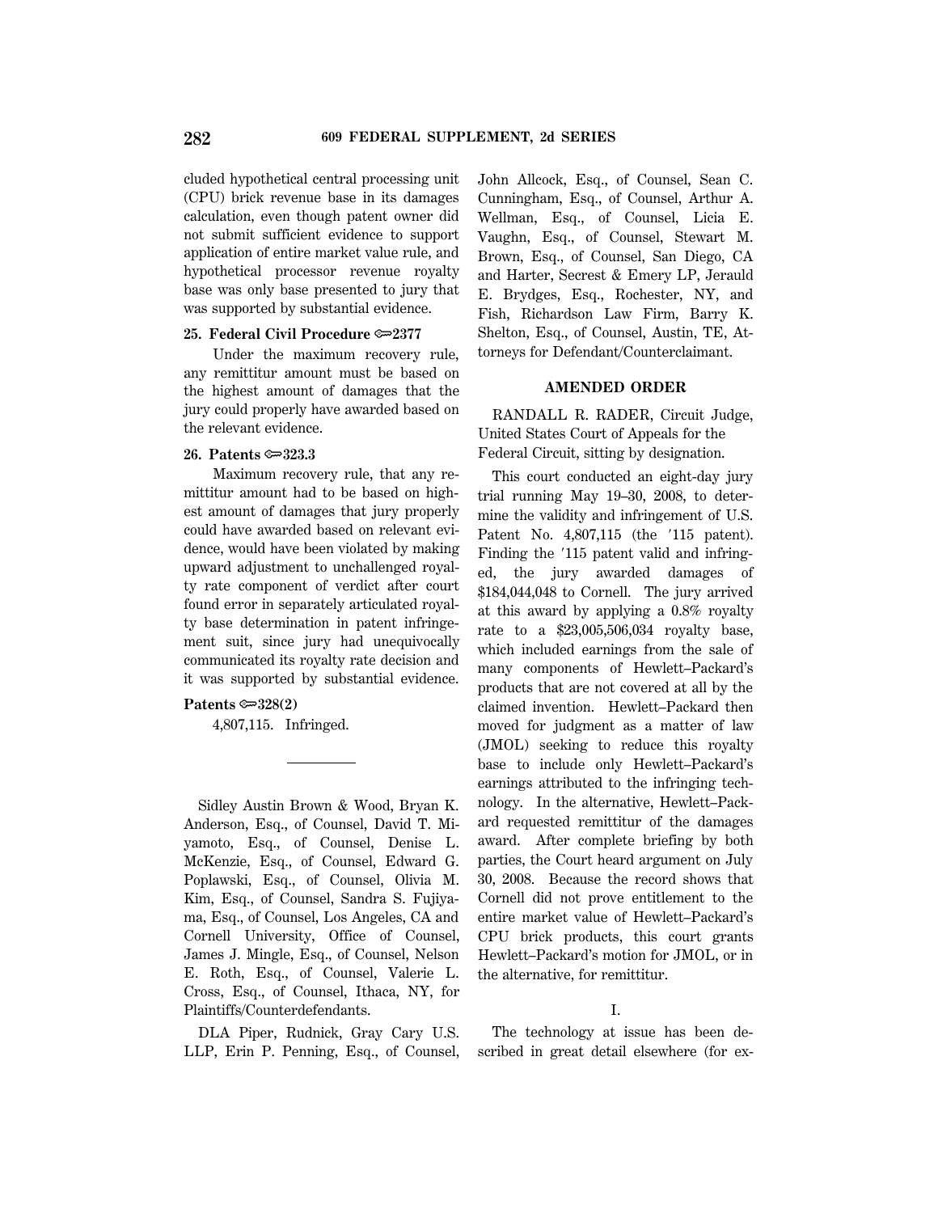cluded hypothetical central processing unit (CPU) brick revenue base in its damages calculation, even though patent owner did not submit sufficient evidence to support application of entire market value rule, and hypothetical processor revenue royalty base was only base presented to jury that was supported by substantial evidence.

**25. Federal Civil Procedure ⚷2377**

Under the maximum recovery rule, any remittitur amount must be based on the highest amount of damages that the jury could properly have awarded based on the relevant evidence.

**26. Patents ⚷323.3**

Maximum recovery rule, that any remittitur amount had to be based on highest amount of damages that jury properly could have awarded based on relevant evidence, would have been violated by making upward adjustment to unchallenged royalty rate component of verdict after court found error in separately articulated royalty base determination in patent infringement suit, since jury had unequivocally communicated its royalty rate decision and it was supported by substantial evidence.

**Patents ⚷328(2)**

4,807,115. Infringed.

---

Sidley Austin Brown & Wood, Bryan K. Anderson, Esq., of Counsel, David T. Miyamoto, Esq., of Counsel, Denise L. McKenzie, Esq., of Counsel, Edward G. Poplawski, Esq., of Counsel, Olivia M. Kim, Esq., of Counsel, Sandra S. Fujiyama, Esq., of Counsel, Los Angeles, CA and Cornell University, Office of Counsel, James J. Mingle, Esq., of Counsel, Nelson E. Roth, Esq., of Counsel, Valerie L. Cross, Esq., of Counsel, Ithaca, NY, for Plaintiffs/Counterdefendants.

DLA Piper, Rudnick, Gray Cary U.S. LLP, Erin P. Penning, Esq., of Counsel, John Allcock, Esq., of Counsel, Sean C. Cunningham, Esq., of Counsel, Arthur A. Wellman, Esq., of Counsel, Licia E. Vaughn, Esq., of Counsel, Stewart M. Brown, Esq., of Counsel, San Diego, CA and Harter, Secrest & Emery LP, Jerauld E. Brydges, Esq., Rochester, NY, and Fish, Richardson Law Firm, Barry K. Shelton, Esq., of Counsel, Austin, TE, Attorneys for Defendant/Counterclaimant.

## AMENDED ORDER

RANDALL R. RADER, Circuit Judge, United States Court of Appeals for the Federal Circuit, sitting by designation.

This court conducted an eight-day jury trial running May 19–30, 2008, to determine the validity and infringement of U.S. Patent No. 4,807,115 (the '115 patent). Finding the '115 patent valid and infringed, the jury awarded damages of $184,044,048 to Cornell. The jury arrived at this award by applying a 0.8% royalty rate to a $23,005,506,034 royalty base, which included earnings from the sale of many components of Hewlett–Packard's products that are not covered at all by the claimed invention. Hewlett–Packard then moved for judgment as a matter of law (JMOL) seeking to reduce this royalty base to include only Hewlett–Packard's earnings attributed to the infringing technology. In the alternative, Hewlett–Packard requested remittitur of the damages award. After complete briefing by both parties, the Court heard argument on July 30, 2008. Because the record shows that Cornell did not prove entitlement to the entire market value of Hewlett–Packard's CPU brick products, this court grants Hewlett–Packard's motion for JMOL, or in the alternative, for remittitur.

## I.

The technology at issue has been described in great detail elsewhere (for ex-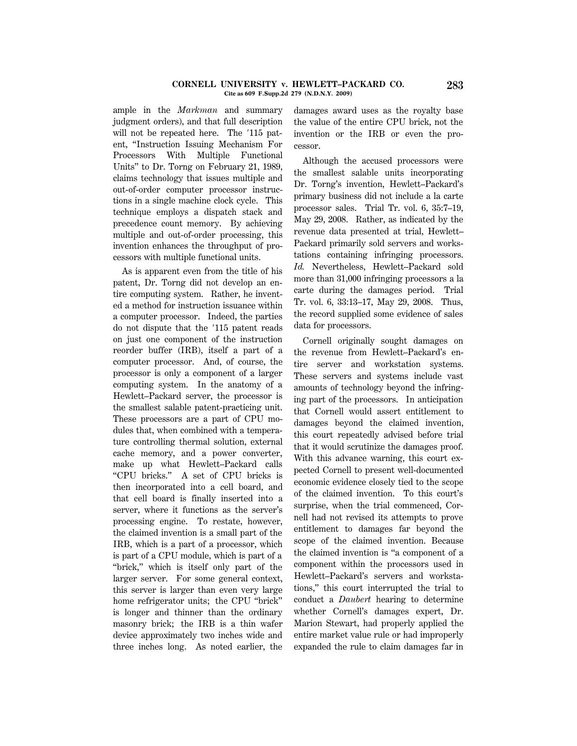ample in the *Markman* and summary judgment orders), and that full description will not be repeated here. The ′115 patent, "Instruction Issuing Mechanism For Processors With Multiple Functional Units" to Dr. Torng on February 21, 1989, claims technology that issues multiple and out-of-order computer processor instructions in a single machine clock cycle. This technique employs a dispatch stack and precedence count memory. By achieving multiple and out-of-order processing, this invention enhances the throughput of processors with multiple functional units.

As is apparent even from the title of his patent, Dr. Torng did not develop an entire computing system. Rather, he invented a method for instruction issuance within a computer processor. Indeed, the parties do not dispute that the ′115 patent reads on just one component of the instruction reorder buffer (IRB), itself a part of a computer processor. And, of course, the processor is only a component of a larger computing system. In the anatomy of a Hewlett–Packard server, the processor is the smallest salable patent-practicing unit. These processors are a part of CPU modules that, when combined with a temperature controlling thermal solution, external cache memory, and a power converter, make up what Hewlett–Packard calls "CPU bricks." A set of CPU bricks is then incorporated into a cell board, and that cell board is finally inserted into a server, where it functions as the server's processing engine. To restate, however, the claimed invention is a small part of the IRB, which is a part of a processor, which is part of a CPU module, which is part of a "brick," which is itself only part of the larger server. For some general context, this server is larger than even very large home refrigerator units; the CPU "brick" is longer and thinner than the ordinary masonry brick; the IRB is a thin wafer device approximately two inches wide and three inches long. As noted earlier, the damages award uses as the royalty base the value of the entire CPU brick, not the invention or the IRB or even the processor.

Although the accused processors were the smallest salable units incorporating Dr. Torng's invention, Hewlett–Packard's primary business did not include a la carte processor sales. Trial Tr. vol. 6, 35:7–19, May 29, 2008. Rather, as indicated by the revenue data presented at trial, Hewlett–Packard primarily sold servers and workstations containing infringing processors. *Id.* Nevertheless, Hewlett–Packard sold more than 31,000 infringing processors a la carte during the damages period. Trial Tr. vol. 6, 33:13–17, May 29, 2008. Thus, the record supplied some evidence of sales data for processors.

Cornell originally sought damages on the revenue from Hewlett–Packard's entire server and workstation systems. These servers and systems include vast amounts of technology beyond the infringing part of the processors. In anticipation that Cornell would assert entitlement to damages beyond the claimed invention, this court repeatedly advised before trial that it would scrutinize the damages proof. With this advance warning, this court expected Cornell to present well-documented economic evidence closely tied to the scope of the claimed invention. To this court's surprise, when the trial commenced, Cornell had not revised its attempts to prove entitlement to damages far beyond the scope of the claimed invention. Because the claimed invention is "a component of a component within the processors used in Hewlett–Packard's servers and workstations," this court interrupted the trial to conduct a *Daubert* hearing to determine whether Cornell's damages expert, Dr. Marion Stewart, had properly applied the entire market value rule or had improperly expanded the rule to claim damages far in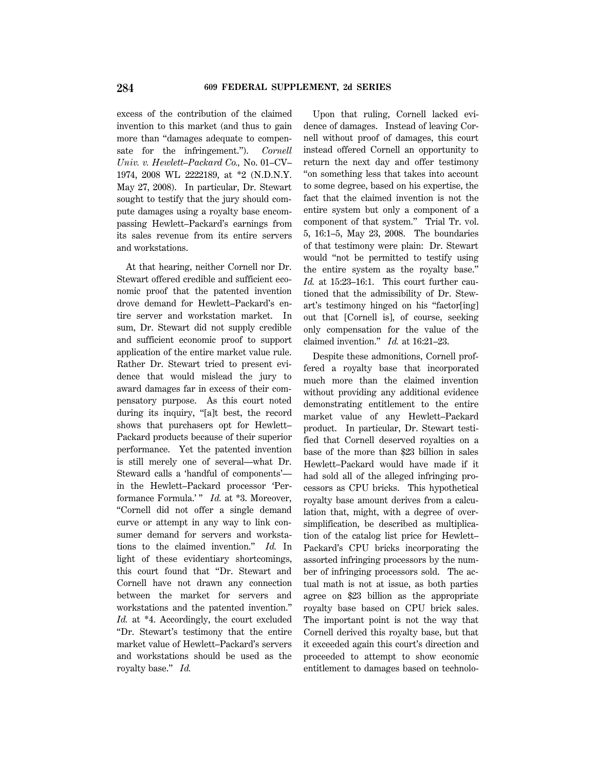excess of the contribution of the claimed invention to this market (and thus to gain more than "damages adequate to compensate for the infringement."). *Cornell Univ. v. Hewlett–Packard Co.,* No. 01–CV–1974, 2008 WL 2222189, at *2 (N.D.N.Y. May 27, 2008). In particular, Dr. Stewart sought to testify that the jury should compute damages using a royalty base encompassing Hewlett–Packard's earnings from its sales revenue from its entire servers and workstations.

At that hearing, neither Cornell nor Dr. Stewart offered credible and sufficient economic proof that the patented invention drove demand for Hewlett–Packard's entire server and workstation market. In sum, Dr. Stewart did not supply credible and sufficient economic proof to support application of the entire market value rule. Rather Dr. Stewart tried to present evidence that would mislead the jury to award damages far in excess of their compensatory purpose. As this court noted during its inquiry, "[a]t best, the record shows that purchasers opt for Hewlett–Packard products because of their superior performance. Yet the patented invention is still merely one of several—what Dr. Steward calls a 'handful of components'—in the Hewlett–Packard processor 'Performance Formula.'" *Id.* at *3. Moreover, "Cornell did not offer a single demand curve or attempt in any way to link consumer demand for servers and workstations to the claimed invention." *Id.* In light of these evidentiary shortcomings, this court found that "Dr. Stewart and Cornell have not drawn any connection between the market for servers and workstations and the patented invention." *Id.* at *4. Accordingly, the court excluded "Dr. Stewart's testimony that the entire market value of Hewlett–Packard's servers and workstations should be used as the royalty base." *Id.*

Upon that ruling, Cornell lacked evidence of damages. Instead of leaving Cornell without proof of damages, this court instead offered Cornell an opportunity to return the next day and offer testimony "on something less that takes into account to some degree, based on his expertise, the fact that the claimed invention is not the entire system but only a component of a component of that system." Trial Tr. vol. 5, 16:1–5, May 23, 2008. The boundaries of that testimony were plain: Dr. Stewart would "not be permitted to testify using the entire system as the royalty base." *Id.* at 15:23–16:1. This court further cautioned that the admissibility of Dr. Stewart's testimony hinged on his "factor[ing] out that [Cornell is], of course, seeking only compensation for the value of the claimed invention." *Id.* at 16:21–23.

Despite these admonitions, Cornell proffered a royalty base that incorporated much more than the claimed invention without providing any additional evidence demonstrating entitlement to the entire market value of any Hewlett–Packard product. In particular, Dr. Stewart testified that Cornell deserved royalties on a base of the more than $23 billion in sales Hewlett–Packard would have made if it had sold all of the alleged infringing processors as CPU bricks. This hypothetical royalty base amount derives from a calculation that, might, with a degree of oversimplification, be described as multiplication of the catalog list price for Hewlett–Packard's CPU bricks incorporating the assorted infringing processors by the number of infringing processors sold. The actual math is not at issue, as both parties agree on $23 billion as the appropriate royalty base based on CPU brick sales. The important point is not the way that Cornell derived this royalty base, but that it exceeded again this court's direction and proceeded to attempt to show economic entitlement to damages based on technolo-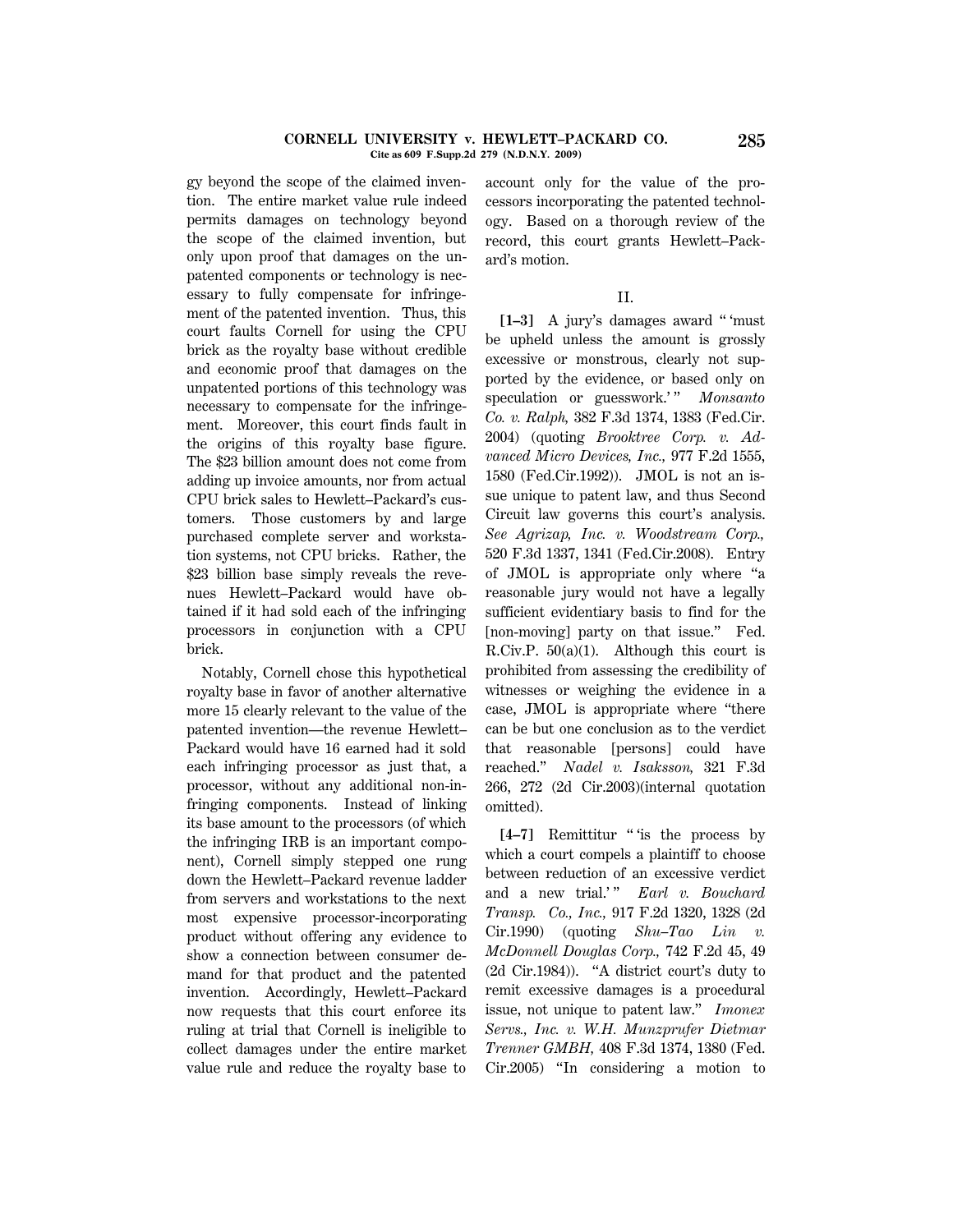gy beyond the scope of the claimed invention. The entire market value rule indeed permits damages on technology beyond the scope of the claimed invention, but only upon proof that damages on the unpatented components or technology is necessary to fully compensate for infringement of the patented invention. Thus, this court faults Cornell for using the CPU brick as the royalty base without credible and economic proof that damages on the unpatented portions of this technology was necessary to compensate for the infringement. Moreover, this court finds fault in the origins of this royalty base figure. The $23 billion amount does not come from adding up invoice amounts, nor from actual CPU brick sales to Hewlett–Packard's customers. Those customers by and large purchased complete server and workstation systems, not CPU bricks. Rather, the $23 billion base simply reveals the revenues Hewlett–Packard would have obtained if it had sold each of the infringing processors in conjunction with a CPU brick.

Notably, Cornell chose this hypothetical royalty base in favor of another alternative more 15 clearly relevant to the value of the patented invention—the revenue Hewlett–Packard would have 16 earned had it sold each infringing processor as just that, a processor, without any additional non-infringing components. Instead of linking its base amount to the processors (of which the infringing IRB is an important component), Cornell simply stepped one rung down the Hewlett–Packard revenue ladder from servers and workstations to the next most expensive processor-incorporating product without offering any evidence to show a connection between consumer demand for that product and the patented invention. Accordingly, Hewlett–Packard now requests that this court enforce its ruling at trial that Cornell is ineligible to collect damages under the entire market value rule and reduce the royalty base to account only for the value of the processors incorporating the patented technology. Based on a thorough review of the record, this court grants Hewlett–Packard's motion.

## II.

**[1–3]** A jury's damages award " 'must be upheld unless the amount is grossly excessive or monstrous, clearly not supported by the evidence, or based only on speculation or guesswork.' " *Monsanto Co. v. Ralph,* 382 F.3d 1374, 1383 (Fed.Cir. 2004) (quoting *Brooktree Corp. v. Advanced Micro Devices, Inc.,* 977 F.2d 1555, 1580 (Fed.Cir.1992)). JMOL is not an issue unique to patent law, and thus Second Circuit law governs this court's analysis. *See Agrizap, Inc. v. Woodstream Corp.,* 520 F.3d 1337, 1341 (Fed.Cir.2008). Entry of JMOL is appropriate only where "a reasonable jury would not have a legally sufficient evidentiary basis to find for the [non-moving] party on that issue." Fed. R.Civ.P. 50(a)(1). Although this court is prohibited from assessing the credibility of witnesses or weighing the evidence in a case, JMOL is appropriate where "there can be but one conclusion as to the verdict that reasonable [persons] could have reached." *Nadel v. Isaksson,* 321 F.3d 266, 272 (2d Cir.2003)(internal quotation omitted).

**[4–7]** Remittitur " 'is the process by which a court compels a plaintiff to choose between reduction of an excessive verdict and a new trial.' " *Earl v. Bouchard Transp. Co., Inc.,* 917 F.2d 1320, 1328 (2d Cir.1990) (quoting *Shu–Tao Lin v. McDonnell Douglas Corp.,* 742 F.2d 45, 49 (2d Cir.1984)). "A district court's duty to remit excessive damages is a procedural issue, not unique to patent law." *Imonex Servs., Inc. v. W.H. Munzprufer Dietmar Trenner GMBH,* 408 F.3d 1374, 1380 (Fed. Cir.2005) "In considering a motion to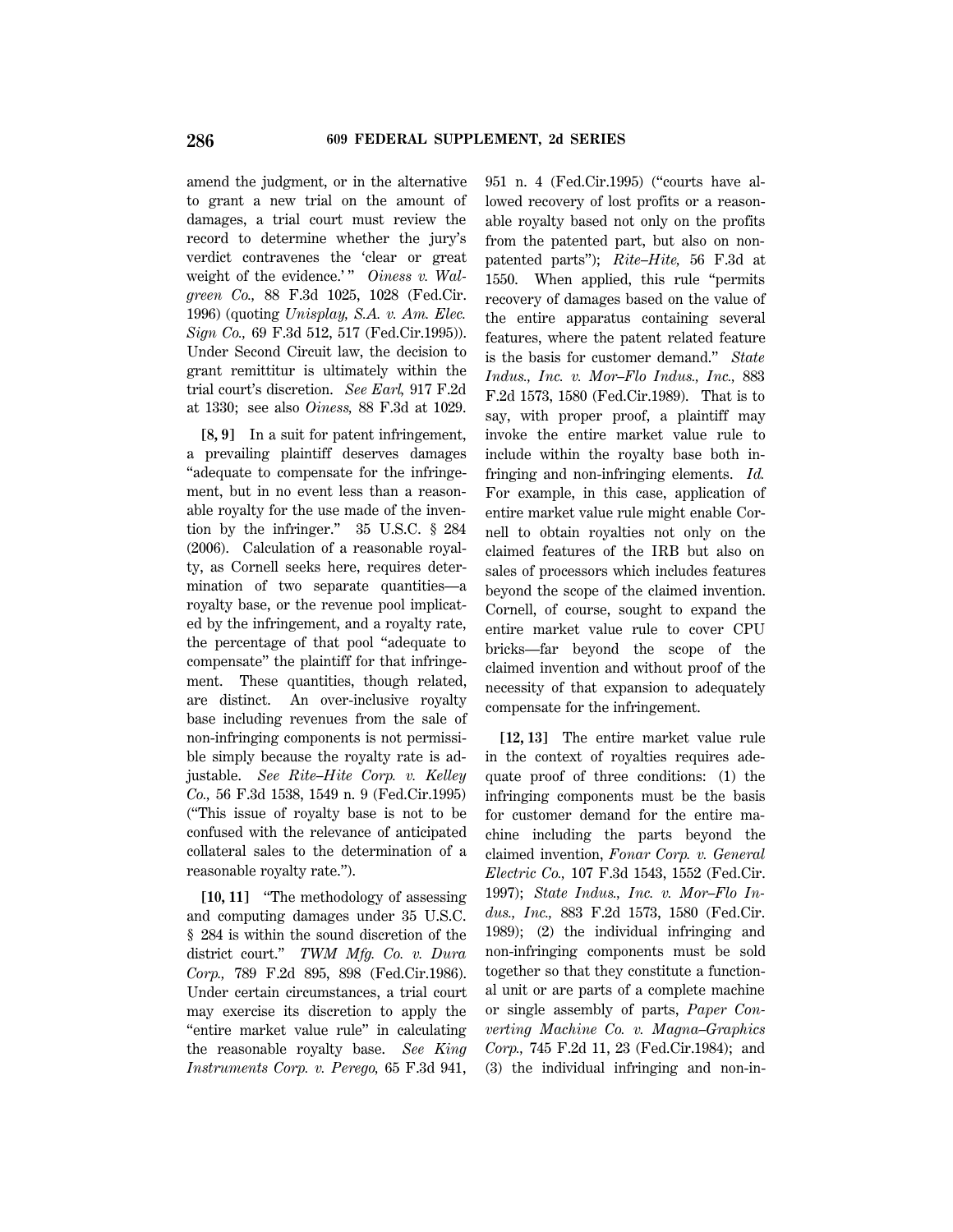amend the judgment, or in the alternative to grant a new trial on the amount of damages, a trial court must review the record to determine whether the jury's verdict contravenes the 'clear or great weight of the evidence.'" *Oiness v. Walgreen Co.,* 88 F.3d 1025, 1028 (Fed.Cir. 1996) (quoting *Unisplay, S.A. v. Am. Elec. Sign Co.,* 69 F.3d 512, 517 (Fed.Cir.1995)). Under Second Circuit law, the decision to grant remittitur is ultimately within the trial court's discretion. *See Earl,* 917 F.2d at 1330; see also *Oiness,* 88 F.3d at 1029.

**[8, 9]** In a suit for patent infringement, a prevailing plaintiff deserves damages "adequate to compensate for the infringement, but in no event less than a reasonable royalty for the use made of the invention by the infringer." 35 U.S.C. § 284 (2006). Calculation of a reasonable royalty, as Cornell seeks here, requires determination of two separate quantities—a royalty base, or the revenue pool implicated by the infringement, and a royalty rate, the percentage of that pool "adequate to compensate" the plaintiff for that infringement. These quantities, though related, are distinct. An over-inclusive royalty base including revenues from the sale of non-infringing components is not permissible simply because the royalty rate is adjustable. *See Rite–Hite Corp. v. Kelley Co.,* 56 F.3d 1538, 1549 n. 9 (Fed.Cir.1995) ("This issue of royalty base is not to be confused with the relevance of anticipated collateral sales to the determination of a reasonable royalty rate.").

**[10, 11]** "The methodology of assessing and computing damages under 35 U.S.C. § 284 is within the sound discretion of the district court." *TWM Mfg. Co. v. Dura Corp.,* 789 F.2d 895, 898 (Fed.Cir.1986). Under certain circumstances, a trial court may exercise its discretion to apply the "entire market value rule" in calculating the reasonable royalty base. *See King Instruments Corp. v. Perego,* 65 F.3d 941, 951 n. 4 (Fed.Cir.1995) ("courts have allowed recovery of lost profits or a reasonable royalty based not only on the profits from the patented part, but also on non-patented parts"); *Rite–Hite,* 56 F.3d at 1550. When applied, this rule "permits recovery of damages based on the value of the entire apparatus containing several features, where the patent related feature is the basis for customer demand." *State Indus., Inc. v. Mor–Flo Indus., Inc.,* 883 F.2d 1573, 1580 (Fed.Cir.1989). That is to say, with proper proof, a plaintiff may invoke the entire market value rule to include within the royalty base both infringing and non-infringing elements. *Id.* For example, in this case, application of entire market value rule might enable Cornell to obtain royalties not only on the claimed features of the IRB but also on sales of processors which includes features beyond the scope of the claimed invention. Cornell, of course, sought to expand the entire market value rule to cover CPU bricks—far beyond the scope of the claimed invention and without proof of the necessity of that expansion to adequately compensate for the infringement.

**[12, 13]** The entire market value rule in the context of royalties requires adequate proof of three conditions: (1) the infringing components must be the basis for customer demand for the entire machine including the parts beyond the claimed invention, *Fonar Corp. v. General Electric Co.,* 107 F.3d 1543, 1552 (Fed.Cir. 1997); *State Indus., Inc. v. Mor–Flo Indus., Inc.,* 883 F.2d 1573, 1580 (Fed.Cir. 1989); (2) the individual infringing and non-infringing components must be sold together so that they constitute a functional unit or are parts of a complete machine or single assembly of parts, *Paper Converting Machine Co. v. Magna–Graphics Corp.,* 745 F.2d 11, 23 (Fed.Cir.1984); and (3) the individual infringing and non-in-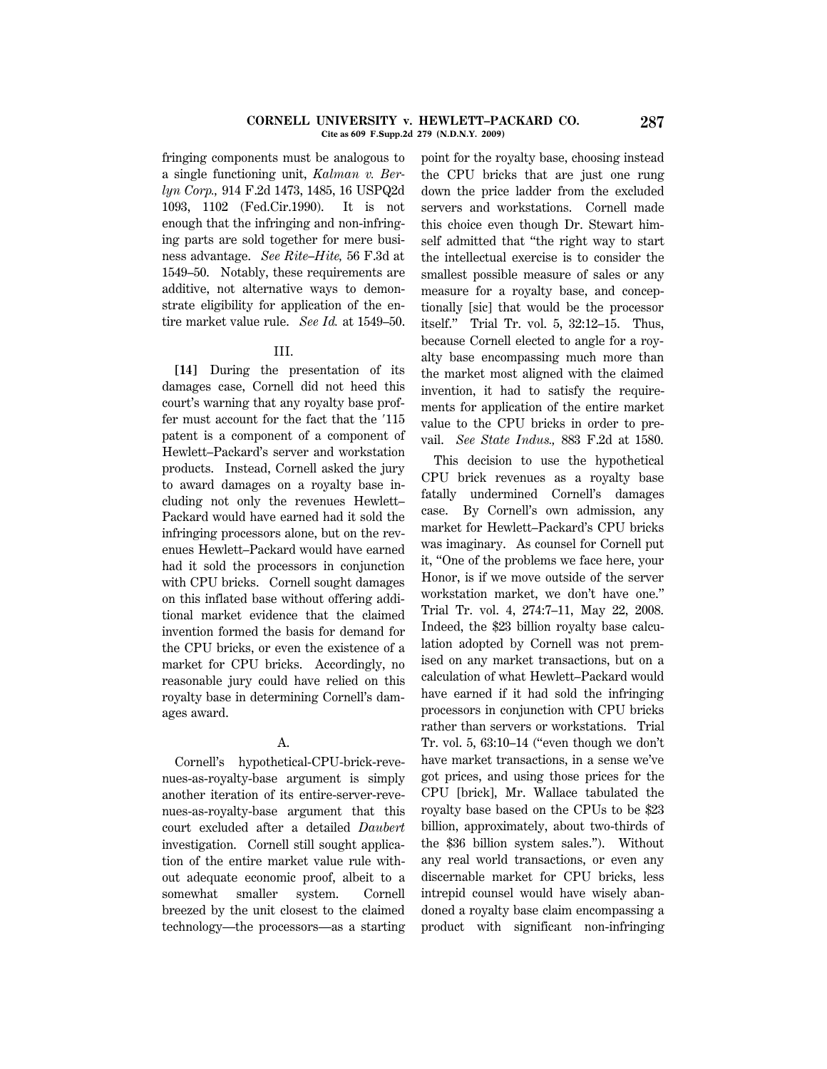fringing components must be analogous to a single functioning unit, *Kalman v. Berlyn Corp.,* 914 F.2d 1473, 1485, 16 USPQ2d 1093, 1102 (Fed.Cir.1990). It is not enough that the infringing and non-infringing parts are sold together for mere business advantage. *See Rite–Hite,* 56 F.3d at 1549–50. Notably, these requirements are additive, not alternative ways to demonstrate eligibility for application of the entire market value rule. *See Id.* at 1549–50.

### III.

**[14]** During the presentation of its damages case, Cornell did not heed this court's warning that any royalty base proffer must account for the fact that the ′115 patent is a component of a component of Hewlett–Packard's server and workstation products. Instead, Cornell asked the jury to award damages on a royalty base including not only the revenues Hewlett–Packard would have earned had it sold the infringing processors alone, but on the revenues Hewlett–Packard would have earned had it sold the processors in conjunction with CPU bricks. Cornell sought damages on this inflated base without offering additional market evidence that the claimed invention formed the basis for demand for the CPU bricks, or even the existence of a market for CPU bricks. Accordingly, no reasonable jury could have relied on this royalty base in determining Cornell's damages award.

#### A.

Cornell's hypothetical-CPU-brick-revenues-as-royalty-base argument is simply another iteration of its entire-server-revenues-as-royalty-base argument that this court excluded after a detailed *Daubert* investigation. Cornell still sought application of the entire market value rule without adequate economic proof, albeit to a somewhat smaller system. Cornell breezed by the unit closest to the claimed technology—the processors—as a starting point for the royalty base, choosing instead the CPU bricks that are just one rung down the price ladder from the excluded servers and workstations. Cornell made this choice even though Dr. Stewart himself admitted that "the right way to start the intellectual exercise is to consider the smallest possible measure of sales or any measure for a royalty base, and conceptionally [sic] that would be the processor itself." Trial Tr. vol. 5, 32:12–15. Thus, because Cornell elected to angle for a royalty base encompassing much more than the market most aligned with the claimed invention, it had to satisfy the requirements for application of the entire market value to the CPU bricks in order to prevail. *See State Indus.,* 883 F.2d at 1580.

This decision to use the hypothetical CPU brick revenues as a royalty base fatally undermined Cornell's damages case. By Cornell's own admission, any market for Hewlett–Packard's CPU bricks was imaginary. As counsel for Cornell put it, "One of the problems we face here, your Honor, is if we move outside of the server workstation market, we don't have one." Trial Tr. vol. 4, 274:7–11, May 22, 2008. Indeed, the $23 billion royalty base calculation adopted by Cornell was not premised on any market transactions, but on a calculation of what Hewlett–Packard would have earned if it had sold the infringing processors in conjunction with CPU bricks rather than servers or workstations. Trial Tr. vol. 5, 63:10–14 ("even though we don't have market transactions, in a sense we've got prices, and using those prices for the CPU [brick], Mr. Wallace tabulated the royalty base based on the CPUs to be $23 billion, approximately, about two-thirds of the $36 billion system sales."). Without any real world transactions, or even any discernable market for CPU bricks, less intrepid counsel would have wisely abandoned a royalty base claim encompassing a product with significant non-infringing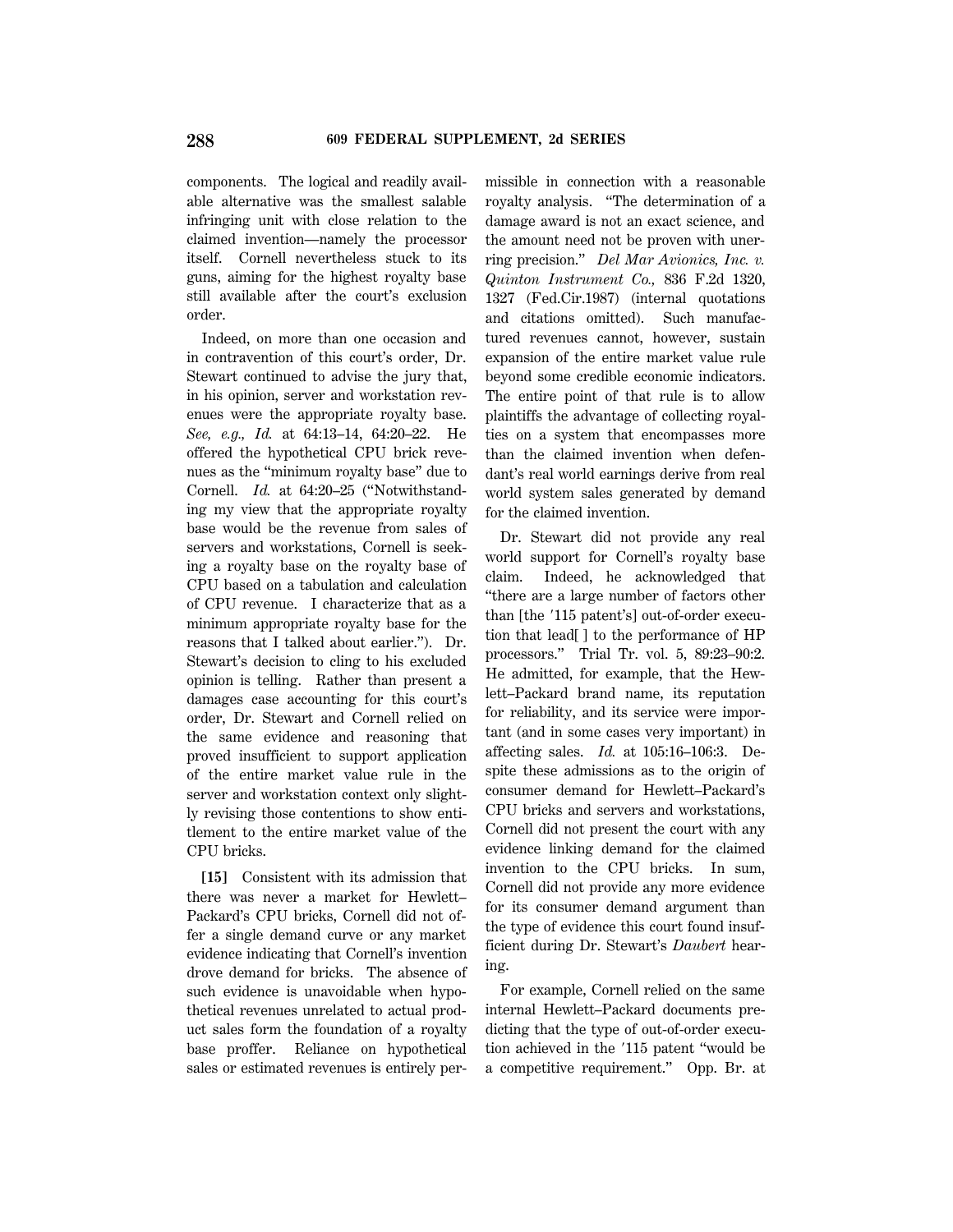components. The logical and readily available alternative was the smallest salable infringing unit with close relation to the claimed invention—namely the processor itself. Cornell nevertheless stuck to its guns, aiming for the highest royalty base still available after the court's exclusion order.

Indeed, on more than one occasion and in contravention of this court's order, Dr. Stewart continued to advise the jury that, in his opinion, server and workstation revenues were the appropriate royalty base. *See, e.g., Id.* at 64:13–14, 64:20–22. He offered the hypothetical CPU brick revenues as the "minimum royalty base" due to Cornell. *Id.* at 64:20–25 ("Notwithstanding my view that the appropriate royalty base would be the revenue from sales of servers and workstations, Cornell is seeking a royalty base on the royalty base of CPU based on a tabulation and calculation of CPU revenue. I characterize that as a minimum appropriate royalty base for the reasons that I talked about earlier."). Dr. Stewart's decision to cling to his excluded opinion is telling. Rather than present a damages case accounting for this court's order, Dr. Stewart and Cornell relied on the same evidence and reasoning that proved insufficient to support application of the entire market value rule in the server and workstation context only slightly revising those contentions to show entitlement to the entire market value of the CPU bricks.

**[15]** Consistent with its admission that there was never a market for Hewlett–Packard's CPU bricks, Cornell did not offer a single demand curve or any market evidence indicating that Cornell's invention drove demand for bricks. The absence of such evidence is unavoidable when hypothetical revenues unrelated to actual product sales form the foundation of a royalty base proffer. Reliance on hypothetical sales or estimated revenues is entirely permissible in connection with a reasonable royalty analysis. "The determination of a damage award is not an exact science, and the amount need not be proven with unerring precision." *Del Mar Avionics, Inc. v. Quinton Instrument Co.,* 836 F.2d 1320, 1327 (Fed.Cir.1987) (internal quotations and citations omitted). Such manufactured revenues cannot, however, sustain expansion of the entire market value rule beyond some credible economic indicators. The entire point of that rule is to allow plaintiffs the advantage of collecting royalties on a system that encompasses more than the claimed invention when defendant's real world earnings derive from real world system sales generated by demand for the claimed invention.

Dr. Stewart did not provide any real world support for Cornell's royalty base claim. Indeed, he acknowledged that "there are a large number of factors other than [the ′115 patent's] out-of-order execution that lead[ ] to the performance of HP processors." Trial Tr. vol. 5, 89:23–90:2. He admitted, for example, that the Hewlett–Packard brand name, its reputation for reliability, and its service were important (and in some cases very important) in affecting sales. *Id.* at 105:16–106:3. Despite these admissions as to the origin of consumer demand for Hewlett–Packard's CPU bricks and servers and workstations, Cornell did not present the court with any evidence linking demand for the claimed invention to the CPU bricks. In sum, Cornell did not provide any more evidence for its consumer demand argument than the type of evidence this court found insufficient during Dr. Stewart's *Daubert* hearing.

For example, Cornell relied on the same internal Hewlett–Packard documents predicting that the type of out-of-order execution achieved in the ′115 patent "would be a competitive requirement." Opp. Br. at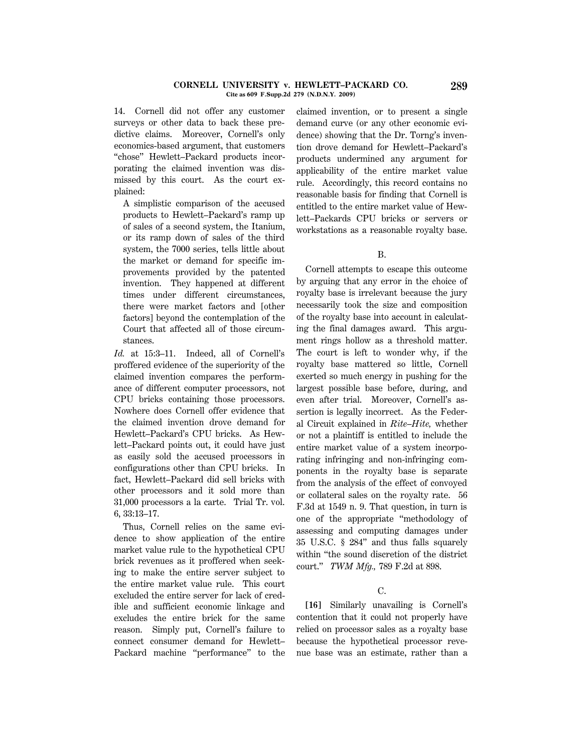14. Cornell did not offer any customer surveys or other data to back these predictive claims. Moreover, Cornell's only economics-based argument, that customers "chose" Hewlett–Packard products incorporating the claimed invention was dismissed by this court. As the court explained:

> A simplistic comparison of the accused products to Hewlett–Packard's ramp up of sales of a second system, the Itanium, or its ramp down of sales of the third system, the 7000 series, tells little about the market or demand for specific improvements provided by the patented invention. They happened at different times under different circumstances, there were market factors and [other factors] beyond the contemplation of the Court that affected all of those circumstances.

*Id.* at 15:3–11. Indeed, all of Cornell's proffered evidence of the superiority of the claimed invention compares the performance of different computer processors, not CPU bricks containing those processors. Nowhere does Cornell offer evidence that the claimed invention drove demand for Hewlett–Packard's CPU bricks. As Hewlett–Packard points out, it could have just as easily sold the accused processors in configurations other than CPU bricks. In fact, Hewlett–Packard did sell bricks with other processors and it sold more than 31,000 processors a la carte. Trial Tr. vol. 6, 33:13–17.

Thus, Cornell relies on the same evidence to show application of the entire market value rule to the hypothetical CPU brick revenues as it proffered when seeking to make the entire server subject to the entire market value rule. This court excluded the entire server for lack of credible and sufficient economic linkage and excludes the entire brick for the same reason. Simply put, Cornell's failure to connect consumer demand for Hewlett–Packard machine "performance" to the claimed invention, or to present a single demand curve (or any other economic evidence) showing that the Dr. Torng's invention drove demand for Hewlett–Packard's products undermined any argument for applicability of the entire market value rule. Accordingly, this record contains no reasonable basis for finding that Cornell is entitled to the entire market value of Hewlett–Packards CPU bricks or servers or workstations as a reasonable royalty base.

### B.

Cornell attempts to escape this outcome by arguing that any error in the choice of royalty base is irrelevant because the jury necessarily took the size and composition of the royalty base into account in calculating the final damages award. This argument rings hollow as a threshold matter. The court is left to wonder why, if the royalty base mattered so little, Cornell exerted so much energy in pushing for the largest possible base before, during, and even after trial. Moreover, Cornell's assertion is legally incorrect. As the Federal Circuit explained in *Rite–Hite,* whether or not a plaintiff is entitled to include the entire market value of a system incorporating infringing and non-infringing components in the royalty base is separate from the analysis of the effect of convoyed or collateral sales on the royalty rate. 56 F.3d at 1549 n. 9. That question, in turn is one of the appropriate "methodology of assessing and computing damages under 35 U.S.C. § 284" and thus falls squarely within "the sound discretion of the district court." *TWM Mfg.,* 789 F.2d at 898.

### C.

**[16]** Similarly unavailing is Cornell's contention that it could not properly have relied on processor sales as a royalty base because the hypothetical processor revenue base was an estimate, rather than a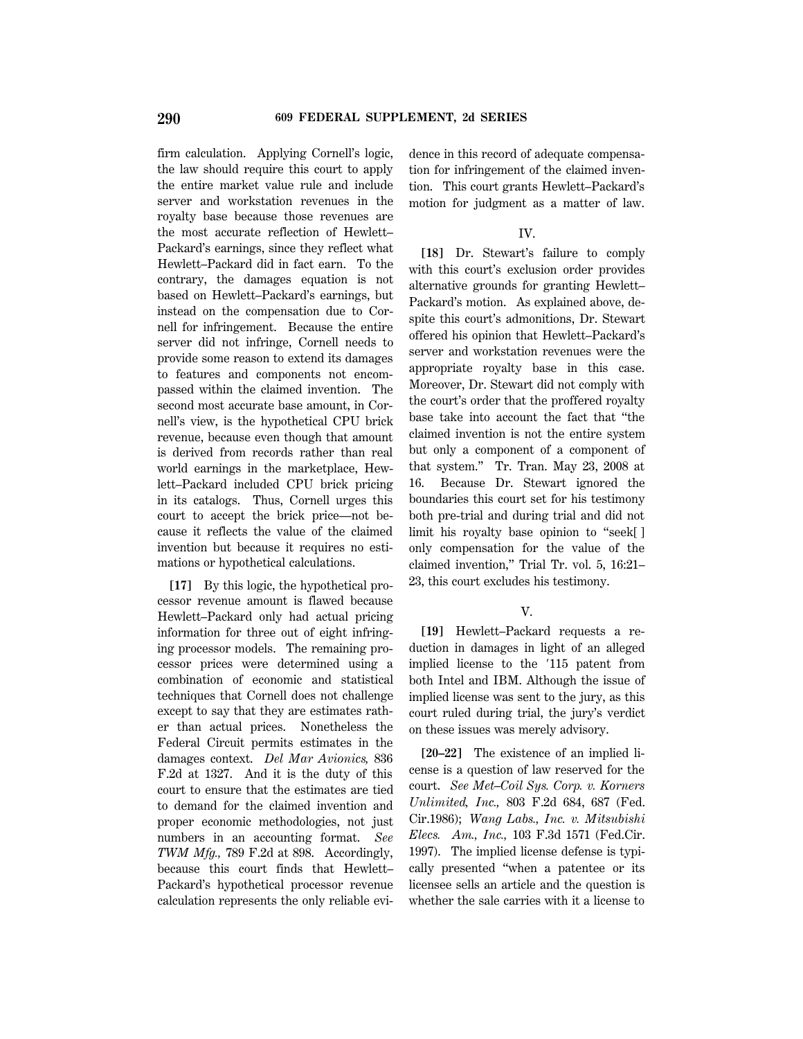firm calculation. Applying Cornell's logic, the law should require this court to apply the entire market value rule and include server and workstation revenues in the royalty base because those revenues are the most accurate reflection of Hewlett–Packard's earnings, since they reflect what Hewlett–Packard did in fact earn. To the contrary, the damages equation is not based on Hewlett–Packard's earnings, but instead on the compensation due to Cornell for infringement. Because the entire server did not infringe, Cornell needs to provide some reason to extend its damages to features and components not encompassed within the claimed invention. The second most accurate base amount, in Cornell's view, is the hypothetical CPU brick revenue, because even though that amount is derived from records rather than real world earnings in the marketplace, Hewlett–Packard included CPU brick pricing in its catalogs. Thus, Cornell urges this court to accept the brick price—not because it reflects the value of the claimed invention but because it requires no estimations or hypothetical calculations.

**[17]** By this logic, the hypothetical processor revenue amount is flawed because Hewlett–Packard only had actual pricing information for three out of eight infringing processor models. The remaining processor prices were determined using a combination of economic and statistical techniques that Cornell does not challenge except to say that they are estimates rather than actual prices. Nonetheless the Federal Circuit permits estimates in the damages context. *Del Mar Avionics,* 836 F.2d at 1327. And it is the duty of this court to ensure that the estimates are tied to demand for the claimed invention and proper economic methodologies, not just numbers in an accounting format. *See TWM Mfg.,* 789 F.2d at 898. Accordingly, because this court finds that Hewlett–Packard's hypothetical processor revenue calculation represents the only reliable evidence in this record of adequate compensation for infringement of the claimed invention. This court grants Hewlett–Packard's motion for judgment as a matter of law.

## IV.

**[18]** Dr. Stewart's failure to comply with this court's exclusion order provides alternative grounds for granting Hewlett–Packard's motion. As explained above, despite this court's admonitions, Dr. Stewart offered his opinion that Hewlett–Packard's server and workstation revenues were the appropriate royalty base in this case. Moreover, Dr. Stewart did not comply with the court's order that the proffered royalty base take into account the fact that "the claimed invention is not the entire system but only a component of a component of that system." Tr. Tran. May 23, 2008 at 16. Because Dr. Stewart ignored the boundaries this court set for his testimony both pre-trial and during trial and did not limit his royalty base opinion to "seek[ ] only compensation for the value of the claimed invention," Trial Tr. vol. 5, 16:21–23, this court excludes his testimony.

## V.

**[19]** Hewlett–Packard requests a reduction in damages in light of an alleged implied license to the '115 patent from both Intel and IBM. Although the issue of implied license was sent to the jury, as this court ruled during trial, the jury's verdict on these issues was merely advisory.

**[20–22]** The existence of an implied license is a question of law reserved for the court. *See Met–Coil Sys. Corp. v. Korners Unlimited, Inc.,* 803 F.2d 684, 687 (Fed. Cir.1986); *Wang Labs., Inc. v. Mitsubishi Elecs. Am., Inc.,* 103 F.3d 1571 (Fed.Cir. 1997). The implied license defense is typically presented "when a patentee or its licensee sells an article and the question is whether the sale carries with it a license to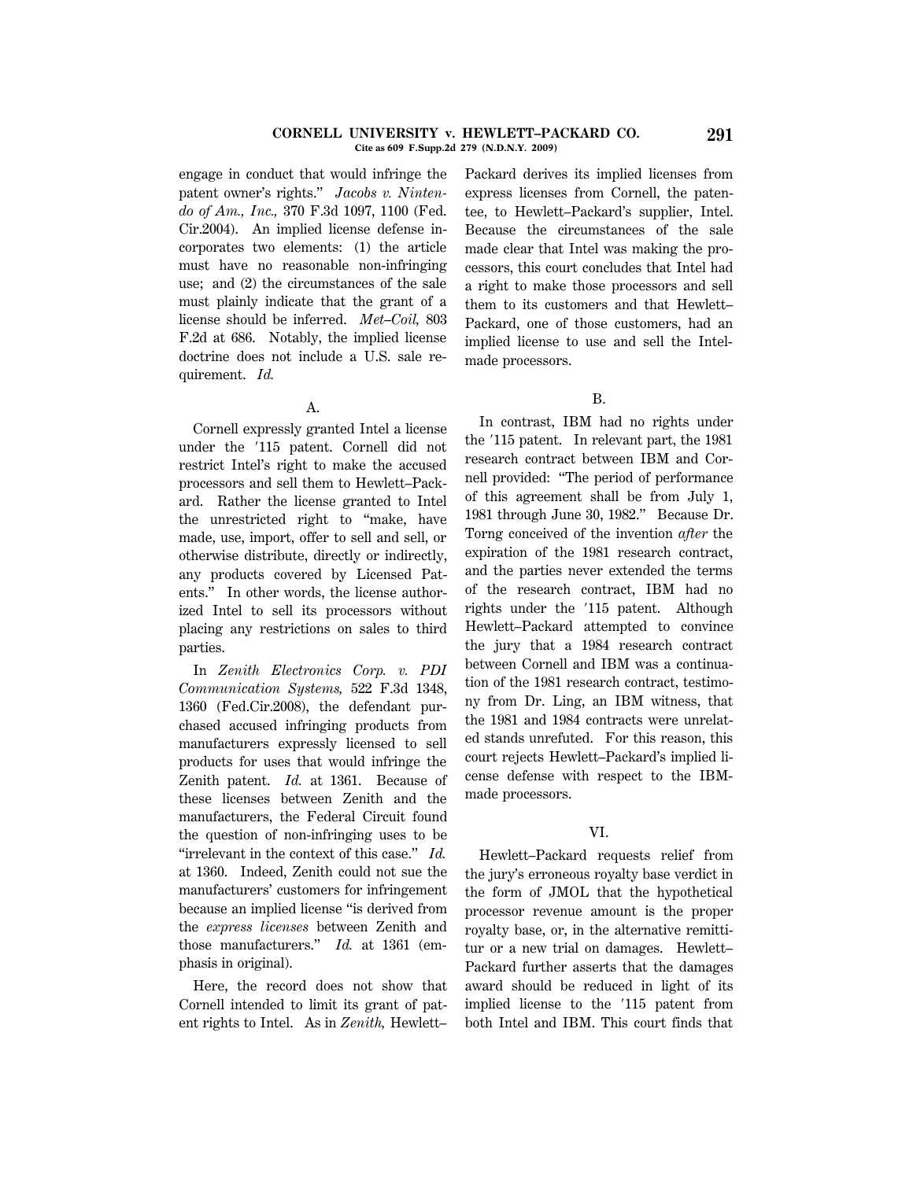engage in conduct that would infringe the patent owner's rights." *Jacobs v. Nintendo of Am., Inc.,* 370 F.3d 1097, 1100 (Fed. Cir.2004). An implied license defense incorporates two elements: (1) the article must have no reasonable non-infringing use; and (2) the circumstances of the sale must plainly indicate that the grant of a license should be inferred. *Met–Coil,* 803 F.2d at 686. Notably, the implied license doctrine does not include a U.S. sale requirement. *Id.*

### A.

Cornell expressly granted Intel a license under the ′115 patent. Cornell did not restrict Intel's right to make the accused processors and sell them to Hewlett–Packard. Rather the license granted to Intel the unrestricted right to "make, have made, use, import, offer to sell and sell, or otherwise distribute, directly or indirectly, any products covered by Licensed Patents." In other words, the license authorized Intel to sell its processors without placing any restrictions on sales to third parties.

In *Zenith Electronics Corp. v. PDI Communication Systems,* 522 F.3d 1348, 1360 (Fed.Cir.2008), the defendant purchased accused infringing products from manufacturers expressly licensed to sell products for uses that would infringe the Zenith patent. *Id.* at 1361. Because of these licenses between Zenith and the manufacturers, the Federal Circuit found the question of non-infringing uses to be "irrelevant in the context of this case." *Id.* at 1360. Indeed, Zenith could not sue the manufacturers' customers for infringement because an implied license "is derived from the *express licenses* between Zenith and those manufacturers." *Id.* at 1361 (emphasis in original).

Here, the record does not show that Cornell intended to limit its grant of patent rights to Intel. As in *Zenith,* Hewlett–Packard derives its implied licenses from express licenses from Cornell, the patentee, to Hewlett–Packard's supplier, Intel. Because the circumstances of the sale made clear that Intel was making the processors, this court concludes that Intel had a right to make those processors and sell them to its customers and that Hewlett–Packard, one of those customers, had an implied license to use and sell the Intel-made processors.

### B.

In contrast, IBM had no rights under the ′115 patent. In relevant part, the 1981 research contract between IBM and Cornell provided: "The period of performance of this agreement shall be from July 1, 1981 through June 30, 1982." Because Dr. Torng conceived of the invention *after* the expiration of the 1981 research contract, and the parties never extended the terms of the research contract, IBM had no rights under the ′115 patent. Although Hewlett–Packard attempted to convince the jury that a 1984 research contract between Cornell and IBM was a continuation of the 1981 research contract, testimony from Dr. Ling, an IBM witness, that the 1981 and 1984 contracts were unrelated stands unrefuted. For this reason, this court rejects Hewlett–Packard's implied license defense with respect to the IBM-made processors.

## VI.

Hewlett–Packard requests relief from the jury's erroneous royalty base verdict in the form of JMOL that the hypothetical processor revenue amount is the proper royalty base, or, in the alternative remittitur or a new trial on damages. Hewlett–Packard further asserts that the damages award should be reduced in light of its implied license to the ′115 patent from both Intel and IBM. This court finds that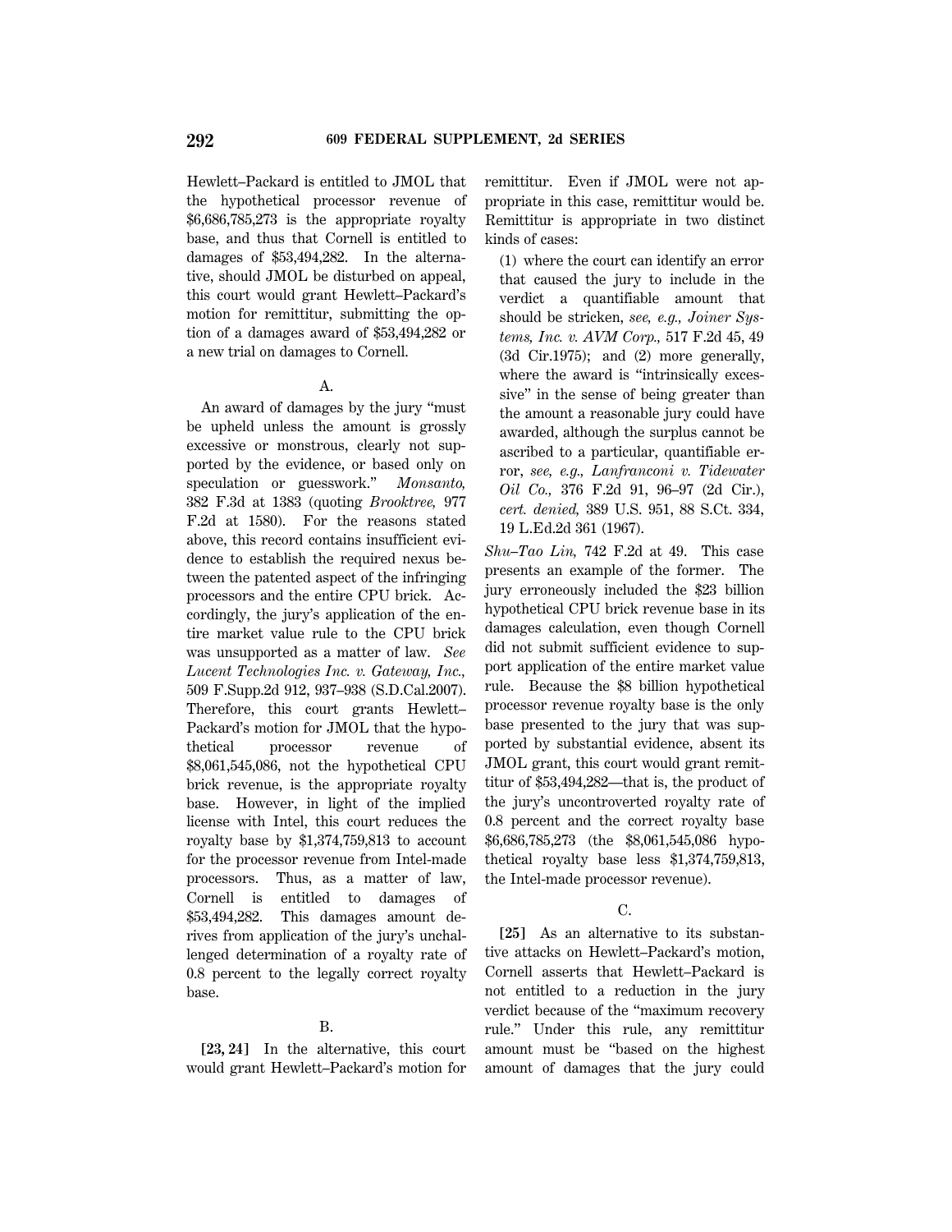Hewlett–Packard is entitled to JMOL that the hypothetical processor revenue of $6,686,785,273 is the appropriate royalty base, and thus that Cornell is entitled to damages of $53,494,282. In the alternative, should JMOL be disturbed on appeal, this court would grant Hewlett–Packard's motion for remittitur, submitting the option of a damages award of $53,494,282 or a new trial on damages to Cornell.

A.

An award of damages by the jury "must be upheld unless the amount is grossly excessive or monstrous, clearly not supported by the evidence, or based only on speculation or guesswork." *Monsanto,* 382 F.3d at 1383 (quoting *Brooktree,* 977 F.2d at 1580). For the reasons stated above, this record contains insufficient evidence to establish the required nexus between the patented aspect of the infringing processors and the entire CPU brick. Accordingly, the jury's application of the entire market value rule to the CPU brick was unsupported as a matter of law. *See Lucent Technologies Inc. v. Gateway, Inc.,* 509 F.Supp.2d 912, 937–938 (S.D.Cal.2007). Therefore, this court grants Hewlett–Packard's motion for JMOL that the hypothetical processor revenue of $8,061,545,086, not the hypothetical CPU brick revenue, is the appropriate royalty base. However, in light of the implied license with Intel, this court reduces the royalty base by $1,374,759,813 to account for the processor revenue from Intel-made processors. Thus, as a matter of law, Cornell is entitled to damages of $53,494,282. This damages amount derives from application of the jury's unchallenged determination of a royalty rate of 0.8 percent to the legally correct royalty base.

B.

**[23, 24]** In the alternative, this court would grant Hewlett–Packard's motion for remittitur. Even if JMOL were not appropriate in this case, remittitur would be. Remittitur is appropriate in two distinct kinds of cases:

> (1) where the court can identify an error that caused the jury to include in the verdict a quantifiable amount that should be stricken, *see, e.g., Joiner Systems, Inc. v. AVM Corp.,* 517 F.2d 45, 49 (3d Cir.1975); and (2) more generally, where the award is "intrinsically excessive" in the sense of being greater than the amount a reasonable jury could have awarded, although the surplus cannot be ascribed to a particular, quantifiable error, *see, e.g., Lanfranconi v. Tidewater Oil Co.,* 376 F.2d 91, 96–97 (2d Cir.), *cert. denied,* 389 U.S. 951, 88 S.Ct. 334, 19 L.Ed.2d 361 (1967).

*Shu–Tao Lin,* 742 F.2d at 49. This case presents an example of the former. The jury erroneously included the $23 billion hypothetical CPU brick revenue base in its damages calculation, even though Cornell did not submit sufficient evidence to support application of the entire market value rule. Because the $8 billion hypothetical processor revenue royalty base is the only base presented to the jury that was supported by substantial evidence, absent its JMOL grant, this court would grant remittitur of $53,494,282—that is, the product of the jury's uncontroverted royalty rate of 0.8 percent and the correct royalty base $6,686,785,273 (the $8,061,545,086 hypothetical royalty base less $1,374,759,813, the Intel-made processor revenue).

C.

**[25]** As an alternative to its substantive attacks on Hewlett–Packard's motion, Cornell asserts that Hewlett–Packard is not entitled to a reduction in the jury verdict because of the "maximum recovery rule." Under this rule, any remittitur amount must be "based on the highest amount of damages that the jury could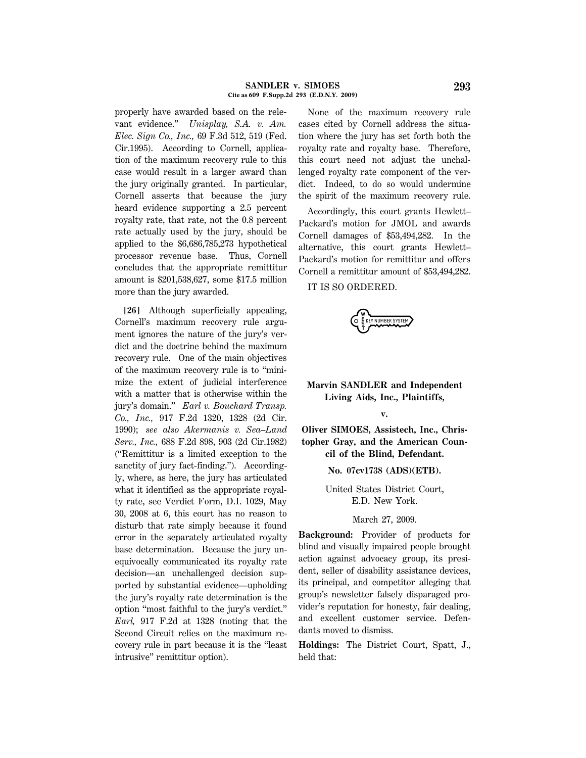properly have awarded based on the relevant evidence." *Unisplay, S.A. v. Am. Elec. Sign Co., Inc.,* 69 F.3d 512, 519 (Fed. Cir.1995). According to Cornell, application of the maximum recovery rule to this case would result in a larger award than the jury originally granted. In particular, Cornell asserts that because the jury heard evidence supporting a 2.5 percent royalty rate, that rate, not the 0.8 percent rate actually used by the jury, should be applied to the $6,686,785,273 hypothetical processor revenue base. Thus, Cornell concludes that the appropriate remittitur amount is $201,538,627, some $17.5 million more than the jury awarded.

**[26]** Although superficially appealing, Cornell's maximum recovery rule argument ignores the nature of the jury's verdict and the doctrine behind the maximum recovery rule. One of the main objectives of the maximum recovery rule is to "minimize the extent of judicial interference with a matter that is otherwise within the jury's domain." *Earl v. Bouchard Transp. Co., Inc.,* 917 F.2d 1320, 1328 (2d Cir. 1990); *see also Akermanis v. Sea–Land Serv., Inc.,* 688 F.2d 898, 903 (2d Cir.1982) ("Remittitur is a limited exception to the sanctity of jury fact-finding."). Accordingly, where, as here, the jury has articulated what it identified as the appropriate royalty rate, see Verdict Form, D.I. 1029, May 30, 2008 at 6, this court has no reason to disturb that rate simply because it found error in the separately articulated royalty base determination. Because the jury unequivocally communicated its royalty rate decision—an unchallenged decision supported by substantial evidence—upholding the jury's royalty rate determination is the option "most faithful to the jury's verdict." *Earl,* 917 F.2d at 1328 (noting that the Second Circuit relies on the maximum recovery rule in part because it is the "least intrusive" remittitur option).

None of the maximum recovery rule cases cited by Cornell address the situation where the jury has set forth both the royalty rate and royalty base. Therefore, this court need not adjust the unchallenged royalty rate component of the verdict. Indeed, to do so would undermine the spirit of the maximum recovery rule.

Accordingly, this court grants Hewlett–Packard's motion for JMOL and awards Cornell damages of $53,494,282. In the alternative, this court grants Hewlett–Packard's motion for remittitur and offers Cornell a remittitur amount of $53,494,282.

IT IS SO ORDERED.

**Marvin SANDLER and Independent Living Aids, Inc., Plaintiffs,**

**v.**

**Oliver SIMOES, Assistech, Inc., Christopher Gray, and the American Council of the Blind, Defendant.**

**No. 07cv1738 (ADS)(ETB).**

United States District Court,
E.D. New York.

March 27, 2009.

**Background:** Provider of products for blind and visually impaired people brought action against advocacy group, its president, seller of disability assistance devices, its principal, and competitor alleging that group's newsletter falsely disparaged provider's reputation for honesty, fair dealing, and excellent customer service. Defendants moved to dismiss.

**Holdings:** The District Court, Spatt, J., held that: